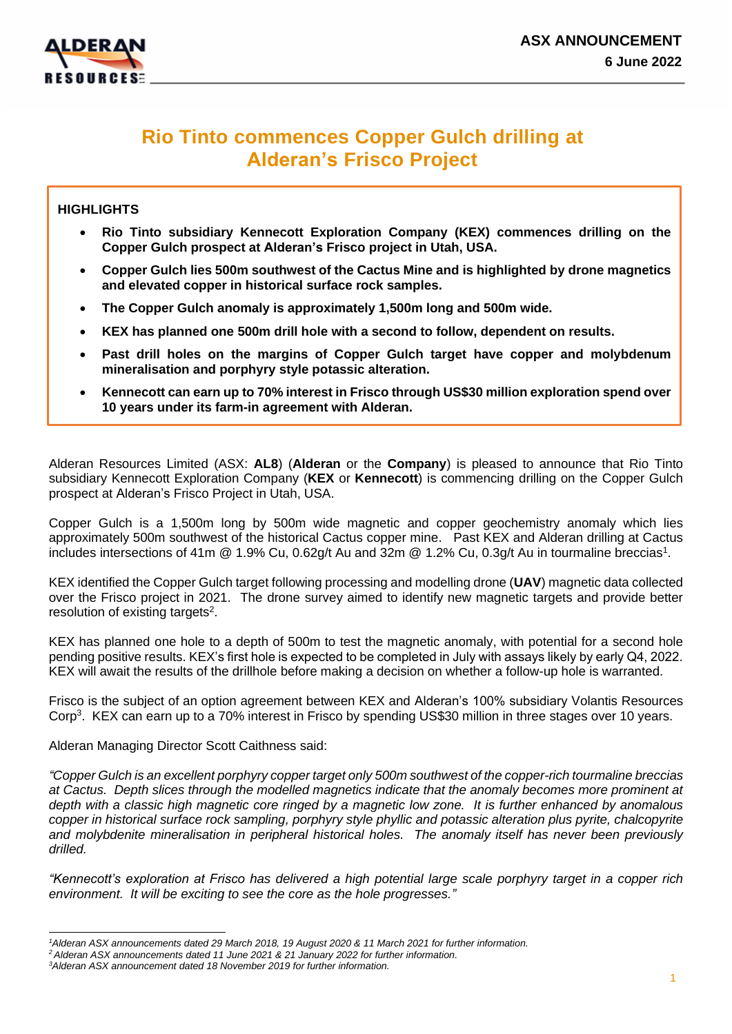**ASX ANNOUNCEMENT**
**6 June 2022**

# Rio Tinto commences Copper Gulch drilling at Alderan's Frisco Project

**HIGHLIGHTS**

- **Rio Tinto subsidiary Kennecott Exploration Company (KEX) commences drilling on the Copper Gulch prospect at Alderan's Frisco project in Utah, USA.**
- **Copper Gulch lies 500m southwest of the Cactus Mine and is highlighted by drone magnetics and elevated copper in historical surface rock samples.**
- **The Copper Gulch anomaly is approximately 1,500m long and 500m wide.**
- **KEX has planned one 500m drill hole with a second to follow, dependent on results.**
- **Past drill holes on the margins of Copper Gulch target have copper and molybdenum mineralisation and porphyry style potassic alteration.**
- **Kennecott can earn up to 70% interest in Frisco through US$30 million exploration spend over 10 years under its farm-in agreement with Alderan.**

Alderan Resources Limited (ASX: **AL8**) (**Alderan** or the **Company**) is pleased to announce that Rio Tinto subsidiary Kennecott Exploration Company (**KEX** or **Kennecott**) is commencing drilling on the Copper Gulch prospect at Alderan's Frisco Project in Utah, USA.

Copper Gulch is a 1,500m long by 500m wide magnetic and copper geochemistry anomaly which lies approximately 500m southwest of the historical Cactus copper mine. Past KEX and Alderan drilling at Cactus includes intersections of 41m @ 1.9% Cu, 0.62g/t Au and 32m @ 1.2% Cu, 0.3g/t Au in tourmaline breccias[1].

KEX identified the Copper Gulch target following processing and modelling drone (**UAV**) magnetic data collected over the Frisco project in 2021. The drone survey aimed to identify new magnetic targets and provide better resolution of existing targets[2].

KEX has planned one hole to a depth of 500m to test the magnetic anomaly, with potential for a second hole pending positive results. KEX's first hole is expected to be completed in July with assays likely by early Q4, 2022. KEX will await the results of the drillhole before making a decision on whether a follow-up hole is warranted.

Frisco is the subject of an option agreement between KEX and Alderan's 100% subsidiary Volantis Resources Corp[3]. KEX can earn up to a 70% interest in Frisco by spending US$30 million in three stages over 10 years.

Alderan Managing Director Scott Caithness said:

*"Copper Gulch is an excellent porphyry copper target only 500m southwest of the copper-rich tourmaline breccias at Cactus. Depth slices through the modelled magnetics indicate that the anomaly becomes more prominent at depth with a classic high magnetic core ringed by a magnetic low zone. It is further enhanced by anomalous copper in historical surface rock sampling, porphyry style phyllic and potassic alteration plus pyrite, chalcopyrite and molybdenite mineralisation in peripheral historical holes. The anomaly itself has never been previously drilled.*

*"Kennecott's exploration at Frisco has delivered a high potential large scale porphyry target in a copper rich environment. It will be exciting to see the core as the hole progresses."*

---

[1] *Alderan ASX announcements dated 29 March 2018, 19 August 2020 & 11 March 2021 for further information.*
[2] *Alderan ASX announcements dated 11 June 2021 & 21 January 2022 for further information.*
[3] *Alderan ASX announcement dated 18 November 2019 for further information.*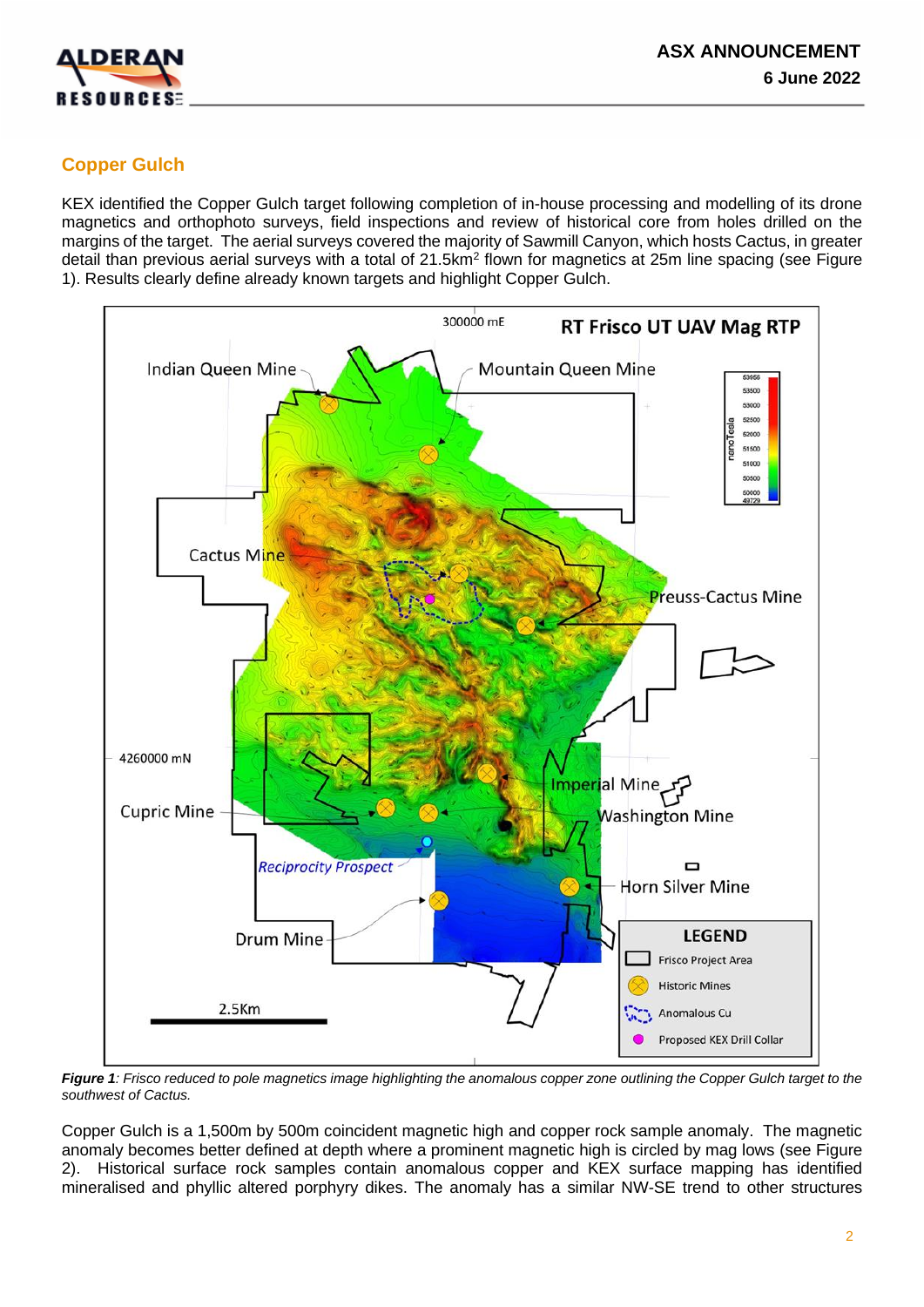## Copper Gulch

KEX identified the Copper Gulch target following completion of in-house processing and modelling of its drone magnetics and orthophoto surveys, field inspections and review of historical core from holes drilled on the margins of the target. The aerial surveys covered the majority of Sawmill Canyon, which hosts Cactus, in greater detail than previous aerial surveys with a total of 21.5km$^2$ flown for magnetics at 25m line spacing (see Figure 1). Results clearly define already known targets and highlight Copper Gulch.

***Figure 1**: Frisco reduced to pole magnetics image highlighting the anomalous copper zone outlining the Copper Gulch target to the southwest of Cactus.*

Copper Gulch is a 1,500m by 500m coincident magnetic high and copper rock sample anomaly. The magnetic anomaly becomes better defined at depth where a prominent magnetic high is circled by mag lows (see Figure 2). Historical surface rock samples contain anomalous copper and KEX surface mapping has identified mineralised and phyllic altered porphyry dikes. The anomaly has a similar NW-SE trend to other structures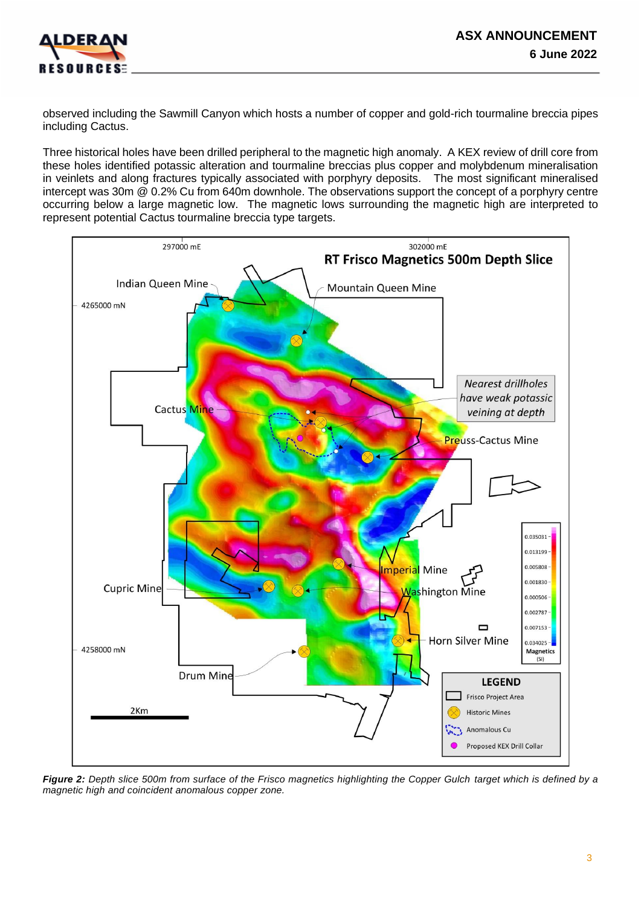observed including the Sawmill Canyon which hosts a number of copper and gold-rich tourmaline breccia pipes including Cactus.

Three historical holes have been drilled peripheral to the magnetic high anomaly. A KEX review of drill core from these holes identified potassic alteration and tourmaline breccias plus copper and molybdenum mineralisation in veinlets and along fractures typically associated with porphyry deposits. The most significant mineralised intercept was 30m @ 0.2% Cu from 640m downhole. The observations support the concept of a porphyry centre occurring below a large magnetic low. The magnetic lows surrounding the magnetic high are interpreted to represent potential Cactus tourmaline breccia type targets.

***Figure 2:*** *Depth slice 500m from surface of the Frisco magnetics highlighting the Copper Gulch target which is defined by a magnetic high and coincident anomalous copper zone.*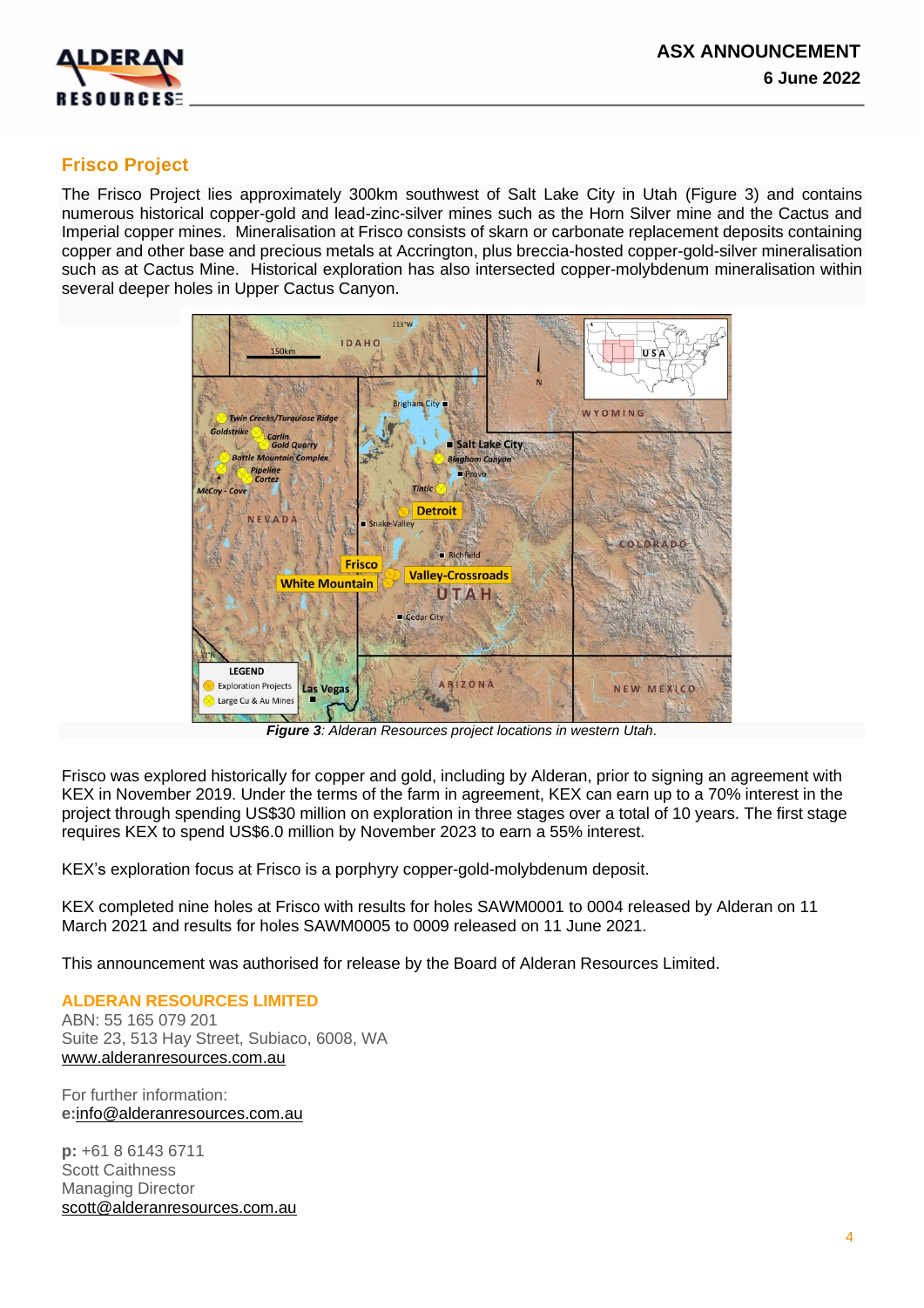## Frisco Project

The Frisco Project lies approximately 300km southwest of Salt Lake City in Utah (Figure 3) and contains numerous historical copper-gold and lead-zinc-silver mines such as the Horn Silver mine and the Cactus and Imperial copper mines. Mineralisation at Frisco consists of skarn or carbonate replacement deposits containing copper and other base and precious metals at Accrington, plus breccia-hosted copper-gold-silver mineralisation such as at Cactus Mine. Historical exploration has also intersected copper-molybdenum mineralisation within several deeper holes in Upper Cactus Canyon.

***Figure 3**: Alderan Resources project locations in western Utah.*

Frisco was explored historically for copper and gold, including by Alderan, prior to signing an agreement with KEX in November 2019. Under the terms of the farm in agreement, KEX can earn up to a 70% interest in the project through spending US$30 million on exploration in three stages over a total of 10 years. The first stage requires KEX to spend US$6.0 million by November 2023 to earn a 55% interest.

KEX's exploration focus at Frisco is a porphyry copper-gold-molybdenum deposit.

KEX completed nine holes at Frisco with results for holes SAWM0001 to 0004 released by Alderan on 11 March 2021 and results for holes SAWM0005 to 0009 released on 11 June 2021.

This announcement was authorised for release by the Board of Alderan Resources Limited.

**ALDERAN RESOURCES LIMITED**
ABN: 55 165 079 201
Suite 23, 513 Hay Street, Subiaco, 6008, WA
www.alderanresources.com.au

For further information:
**e:**info@alderanresources.com.au

**p:** +61 8 6143 6711
Scott Caithness
Managing Director
scott@alderanresources.com.au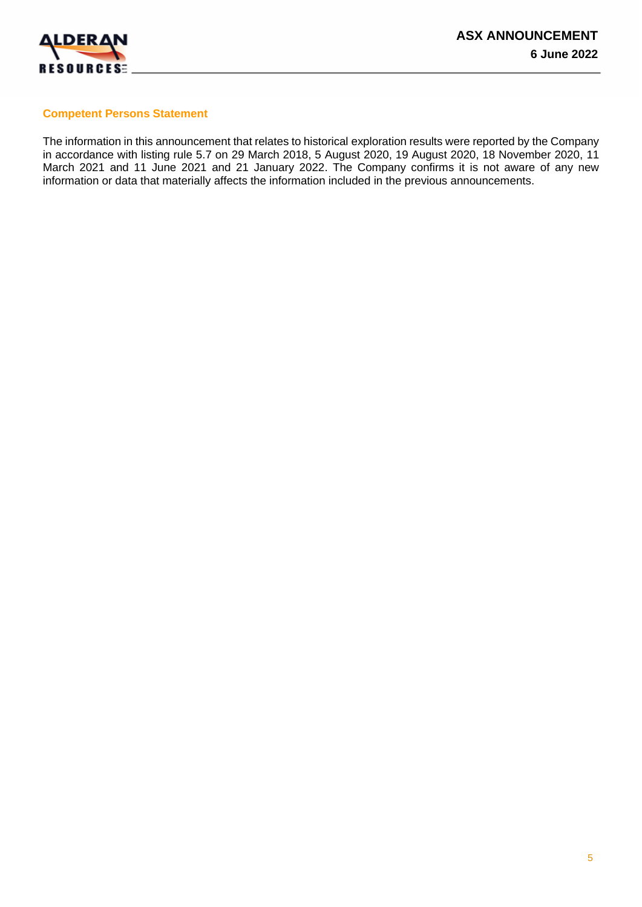## Competent Persons Statement

The information in this announcement that relates to historical exploration results were reported by the Company in accordance with listing rule 5.7 on 29 March 2018, 5 August 2020, 19 August 2020, 18 November 2020, 11 March 2021 and 11 June 2021 and 21 January 2022. The Company confirms it is not aware of any new information or data that materially affects the information included in the previous announcements.